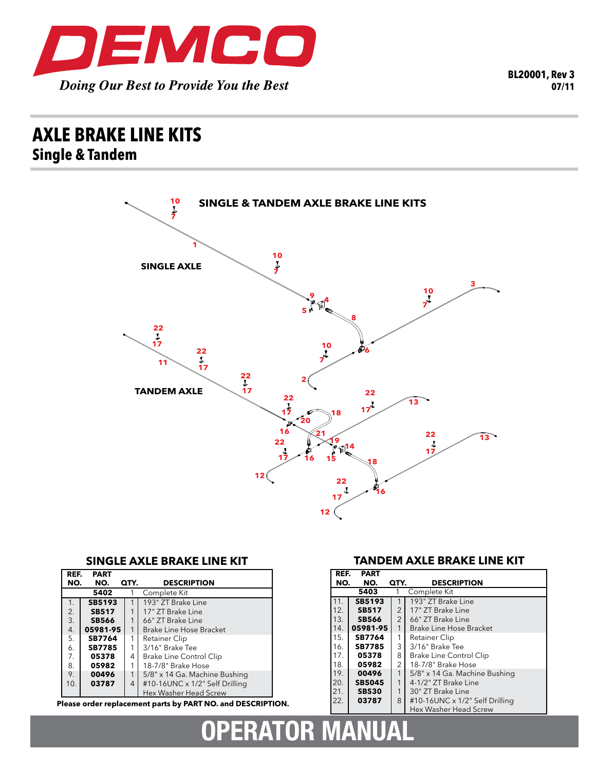# DEMCO

*Doing Our Best to Provide You the Best*

BL20001, Rev 3
07/11

# AXLE BRAKE LINE KITS

## Single & Tandem

### SINGLE & TANDEM AXLE BRAKE LINE KITS

### SINGLE AXLE BRAKE LINE KIT

| REF. NO. | PART NO. | QTY. | DESCRIPTION |
|---|---|---|---|
| | **5402** | 1 | Complete Kit |
| 1. | **SB5193** | 1 | 193" ZT Brake Line |
| 2. | **SB517** | 1 | 17" ZT Brake Line |
| 3. | **SB566** | 1 | 66" ZT Brake Line |
| 4. | **05981-95** | 1 | Brake Line Hose Bracket |
| 5. | **SB7764** | 1 | Retainer Clip |
| 6. | **SB7785** | 1 | 3/16" Brake Tee |
| 7. | **05378** | 4 | Brake Line Control Clip |
| 8. | **05982** | 1 | 18-7/8" Brake Hose |
| 9. | **00496** | 1 | 5/8" x 14 Ga. Machine Bushing |
| 10. | **03787** | 4 | #10-16UNC x 1/2" Self Drilling Hex Washer Head Screw |

**Please order replacement parts by PART NO. and DESCRIPTION.**

### TANDEM AXLE BRAKE LINE KIT

| REF. NO. | PART NO. | QTY. | DESCRIPTION |
|---|---|---|---|
| | **5403** | 1 | Complete Kit |
| 11. | **SB5193** | 1 | 193" ZT Brake Line |
| 12. | **SB517** | 2 | 17" ZT Brake Line |
| 13. | **SB566** | 2 | 66" ZT Brake Line |
| 14. | **05981-95** | 1 | Brake Line Hose Bracket |
| 15. | **SB7764** | 1 | Retainer Clip |
| 16. | **SB7785** | 3 | 3/16" Brake Tee |
| 17. | **05378** | 8 | Brake Line Control Clip |
| 18. | **05982** | 2 | 18-7/8" Brake Hose |
| 19. | **00496** | 1 | 5/8" x 14 Ga. Machine Bushing |
| 20. | **SB5045** | 1 | 4-1/2" ZT Brake Line |
| 21. | **SB530** | 1 | 30" ZT Brake Line |
| 22. | **03787** | 8 | #10-16UNC x 1/2" Self Drilling Hex Washer Head Screw |

# OPERATOR MANUAL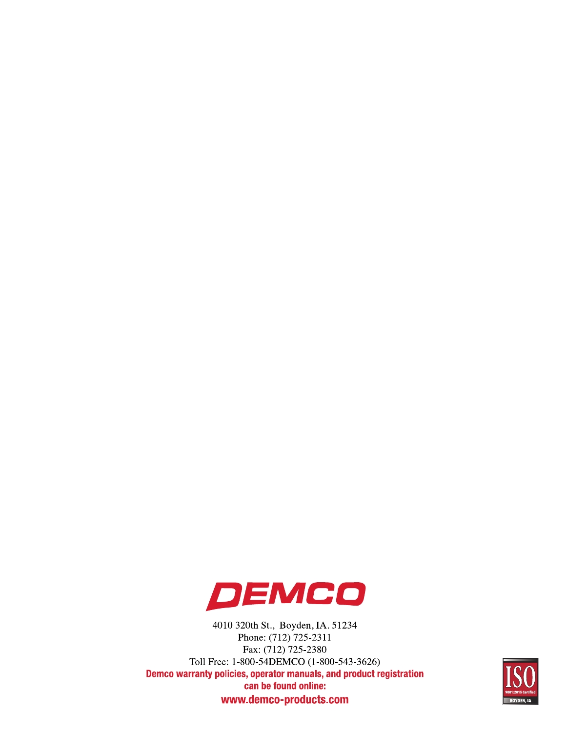DEMCO

4010 320th St., Boyden, IA. 51234
Phone: (712) 725-2311
Fax: (712) 725-2380
Toll Free: 1-800-54DEMCO (1-800-543-3626)

**Demco warranty policies, operator manuals, and product registration can be found online:**

**www.demco-products.com**

ISO 9001:2015 Certified
BOYDEN, IA